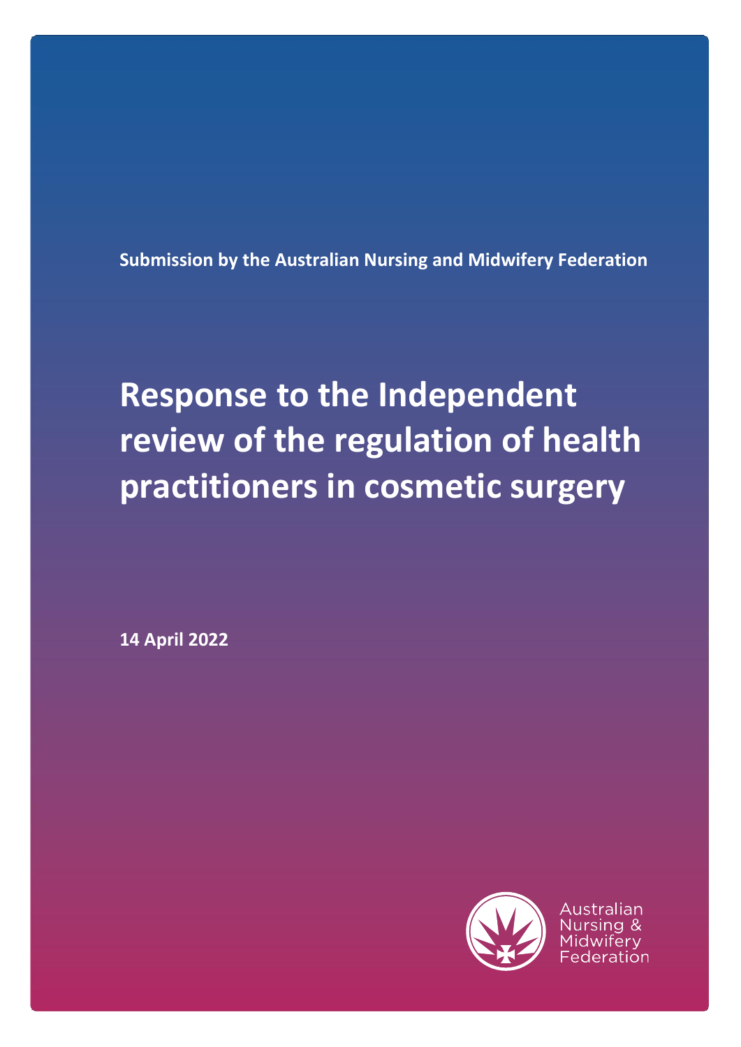Submission by the Australian Nursing and Midwifery Federation

# Response to the Independent review of the regulation of health practitioners in cosmetic surgery

14 April 2022

Australian Nursing & Midwifery Federation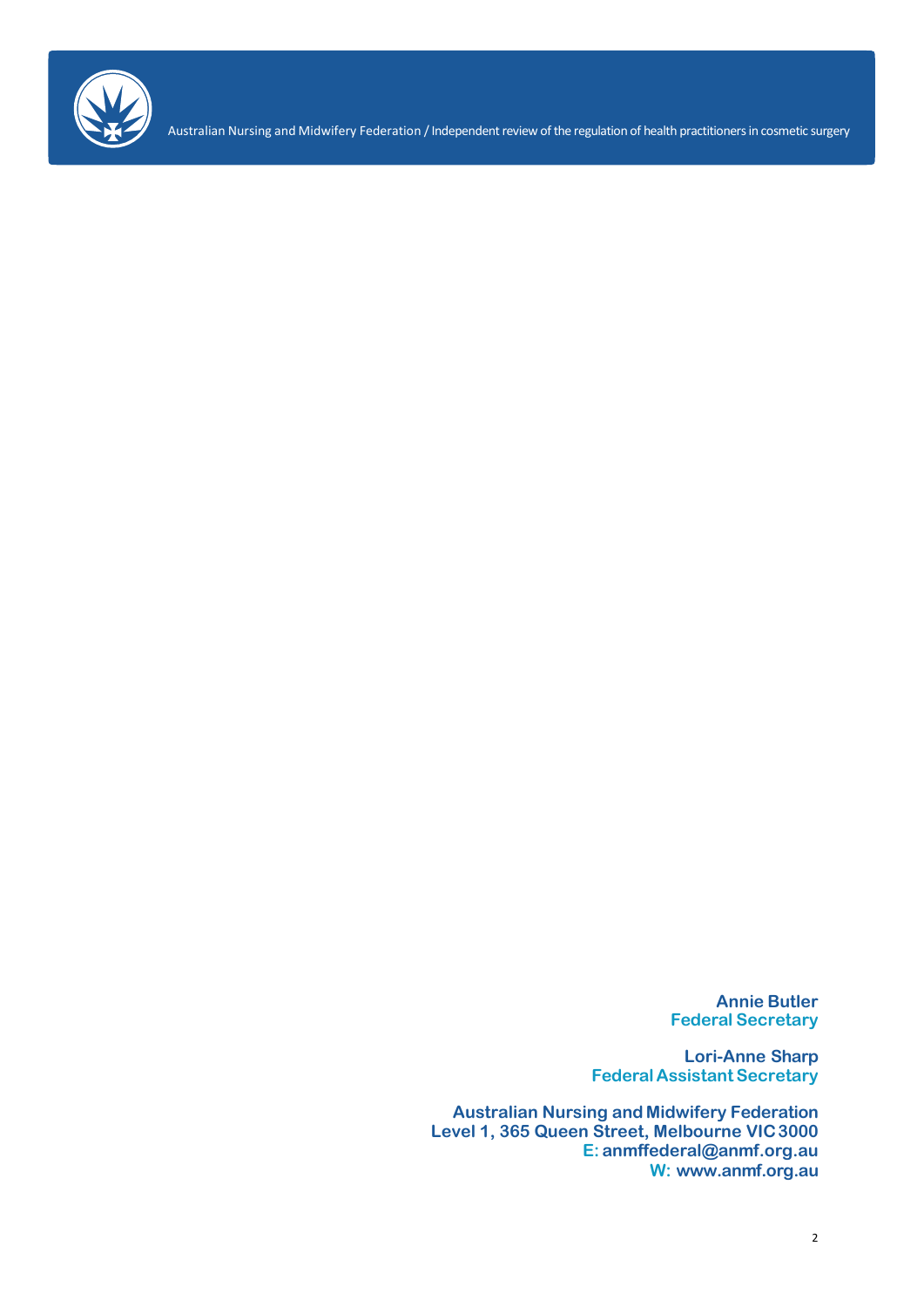**Annie Butler**
**Federal Secretary**

**Lori-Anne Sharp**
**Federal Assistant Secretary**

**Australian Nursing and Midwifery Federation**
**Level 1, 365 Queen Street, Melbourne VIC 3000**
**E: anmffederal@anmf.org.au**
**W: www.anmf.org.au**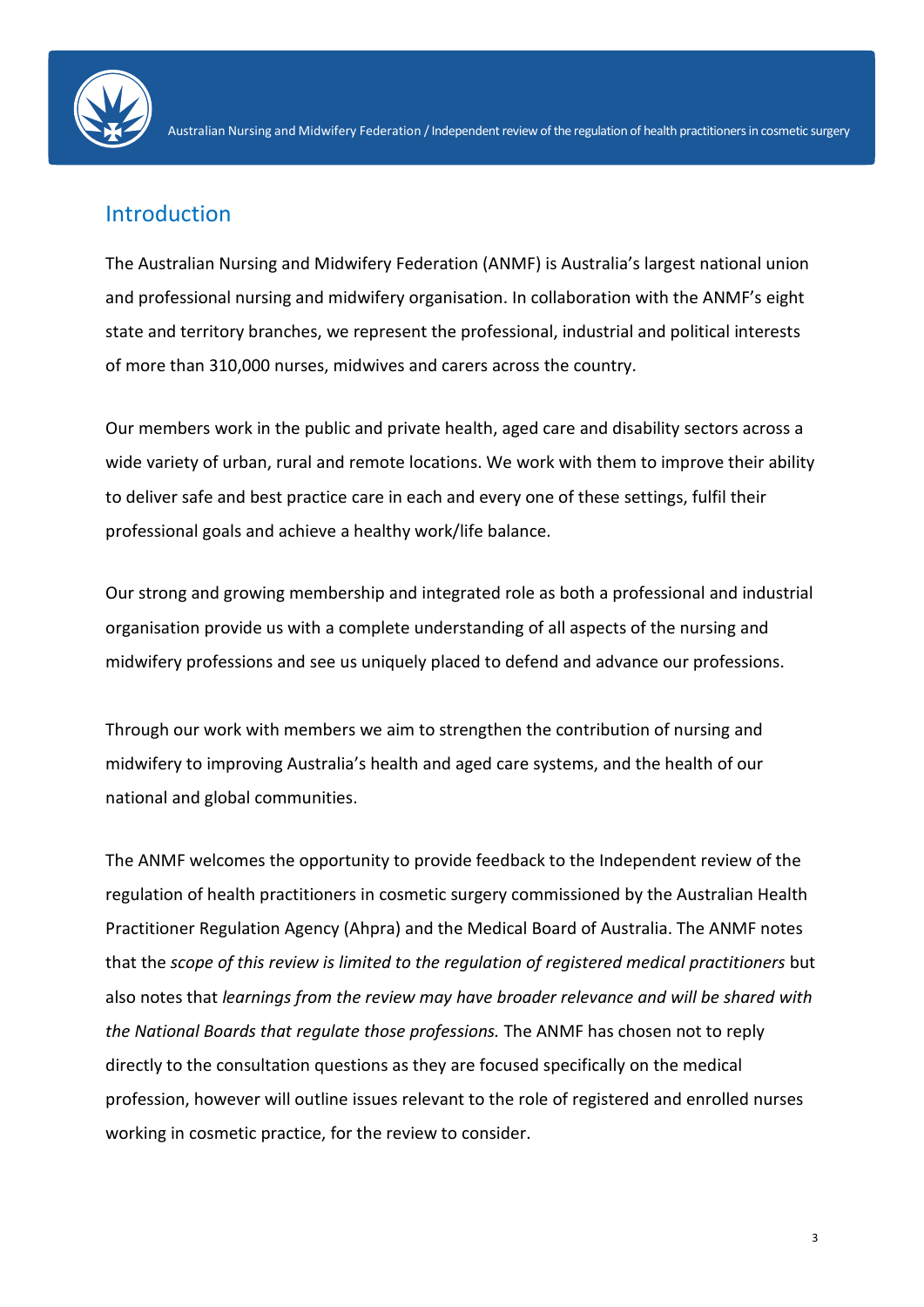## Introduction

The Australian Nursing and Midwifery Federation (ANMF) is Australia's largest national union and professional nursing and midwifery organisation. In collaboration with the ANMF's eight state and territory branches, we represent the professional, industrial and political interests of more than 310,000 nurses, midwives and carers across the country.

Our members work in the public and private health, aged care and disability sectors across a wide variety of urban, rural and remote locations. We work with them to improve their ability to deliver safe and best practice care in each and every one of these settings, fulfil their professional goals and achieve a healthy work/life balance.

Our strong and growing membership and integrated role as both a professional and industrial organisation provide us with a complete understanding of all aspects of the nursing and midwifery professions and see us uniquely placed to defend and advance our professions.

Through our work with members we aim to strengthen the contribution of nursing and midwifery to improving Australia's health and aged care systems, and the health of our national and global communities.

The ANMF welcomes the opportunity to provide feedback to the Independent review of the regulation of health practitioners in cosmetic surgery commissioned by the Australian Health Practitioner Regulation Agency (Ahpra) and the Medical Board of Australia. The ANMF notes that the *scope of this review is limited to the regulation of registered medical practitioners* but also notes that *learnings from the review may have broader relevance and will be shared with the National Boards that regulate those professions.* The ANMF has chosen not to reply directly to the consultation questions as they are focused specifically on the medical profession, however will outline issues relevant to the role of registered and enrolled nurses working in cosmetic practice, for the review to consider.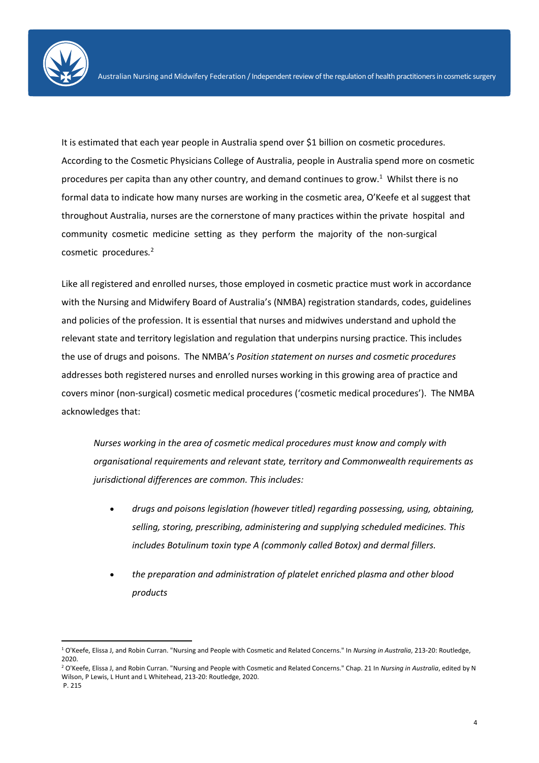It is estimated that each year people in Australia spend over $1 billion on cosmetic procedures. According to the Cosmetic Physicians College of Australia, people in Australia spend more on cosmetic procedures per capita than any other country, and demand continues to grow.[1] Whilst there is no formal data to indicate how many nurses are working in the cosmetic area, O'Keefe et al suggest that throughout Australia, nurses are the cornerstone of many practices within the private hospital and community cosmetic medicine setting as they perform the majority of the non-surgical cosmetic procedures.[2]

Like all registered and enrolled nurses, those employed in cosmetic practice must work in accordance with the Nursing and Midwifery Board of Australia's (NMBA) registration standards, codes, guidelines and policies of the profession. It is essential that nurses and midwives understand and uphold the relevant state and territory legislation and regulation that underpins nursing practice. This includes the use of drugs and poisons. The NMBA's *Position statement on nurses and cosmetic procedures* addresses both registered nurses and enrolled nurses working in this growing area of practice and covers minor (non-surgical) cosmetic medical procedures ('cosmetic medical procedures'). The NMBA acknowledges that:

> *Nurses working in the area of cosmetic medical procedures must know and comply with organisational requirements and relevant state, territory and Commonwealth requirements as jurisdictional differences are common. This includes:*
>
> - *drugs and poisons legislation (however titled) regarding possessing, using, obtaining, selling, storing, prescribing, administering and supplying scheduled medicines. This includes Botulinum toxin type A (commonly called Botox) and dermal fillers.*
> - *the preparation and administration of platelet enriched plasma and other blood products*

---

[1] O'Keefe, Elissa J, and Robin Curran. "Nursing and People with Cosmetic and Related Concerns." In *Nursing in Australia*, 213-20: Routledge, 2020.

[2] O'Keefe, Elissa J, and Robin Curran. "Nursing and People with Cosmetic and Related Concerns." Chap. 21 In *Nursing in Australia*, edited by N Wilson, P Lewis, L Hunt and L Whitehead, 213-20: Routledge, 2020. P. 215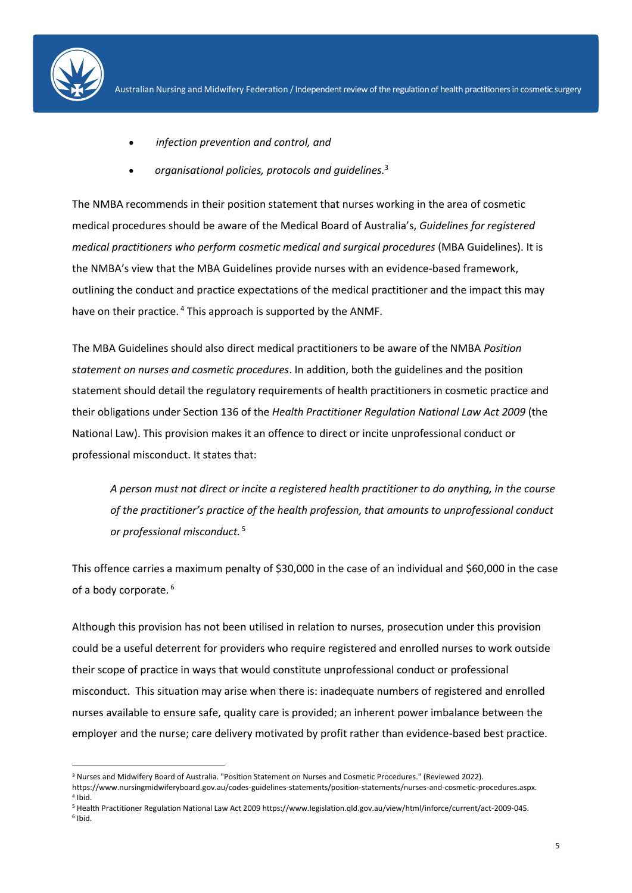- *infection prevention and control, and*
- *organisational policies, protocols and guidelines.*[3]

The NMBA recommends in their position statement that nurses working in the area of cosmetic medical procedures should be aware of the Medical Board of Australia's, *Guidelines for registered medical practitioners who perform cosmetic medical and surgical procedures* (MBA Guidelines). It is the NMBA's view that the MBA Guidelines provide nurses with an evidence-based framework, outlining the conduct and practice expectations of the medical practitioner and the impact this may have on their practice.[4] This approach is supported by the ANMF.

The MBA Guidelines should also direct medical practitioners to be aware of the NMBA *Position statement on nurses and cosmetic procedures*. In addition, both the guidelines and the position statement should detail the regulatory requirements of health practitioners in cosmetic practice and their obligations under Section 136 of the *Health Practitioner Regulation National Law Act 2009* (the National Law). This provision makes it an offence to direct or incite unprofessional conduct or professional misconduct. It states that:

> *A person must not direct or incite a registered health practitioner to do anything, in the course of the practitioner's practice of the health profession, that amounts to unprofessional conduct or professional misconduct.*[5]

This offence carries a maximum penalty of $30,000 in the case of an individual and $60,000 in the case of a body corporate.[6]

Although this provision has not been utilised in relation to nurses, prosecution under this provision could be a useful deterrent for providers who require registered and enrolled nurses to work outside their scope of practice in ways that would constitute unprofessional conduct or professional misconduct. This situation may arise when there is: inadequate numbers of registered and enrolled nurses available to ensure safe, quality care is provided; an inherent power imbalance between the employer and the nurse; care delivery motivated by profit rather than evidence-based best practice.

---

[3] Nurses and Midwifery Board of Australia. "Position Statement on Nurses and Cosmetic Procedures." (Reviewed 2022). https://www.nursingmidwiferyboard.gov.au/codes-guidelines-statements/position-statements/nurses-and-cosmetic-procedures.aspx.
[4] Ibid.
[5] Health Practitioner Regulation National Law Act 2009 https://www.legislation.qld.gov.au/view/html/inforce/current/act-2009-045.
[6] Ibid.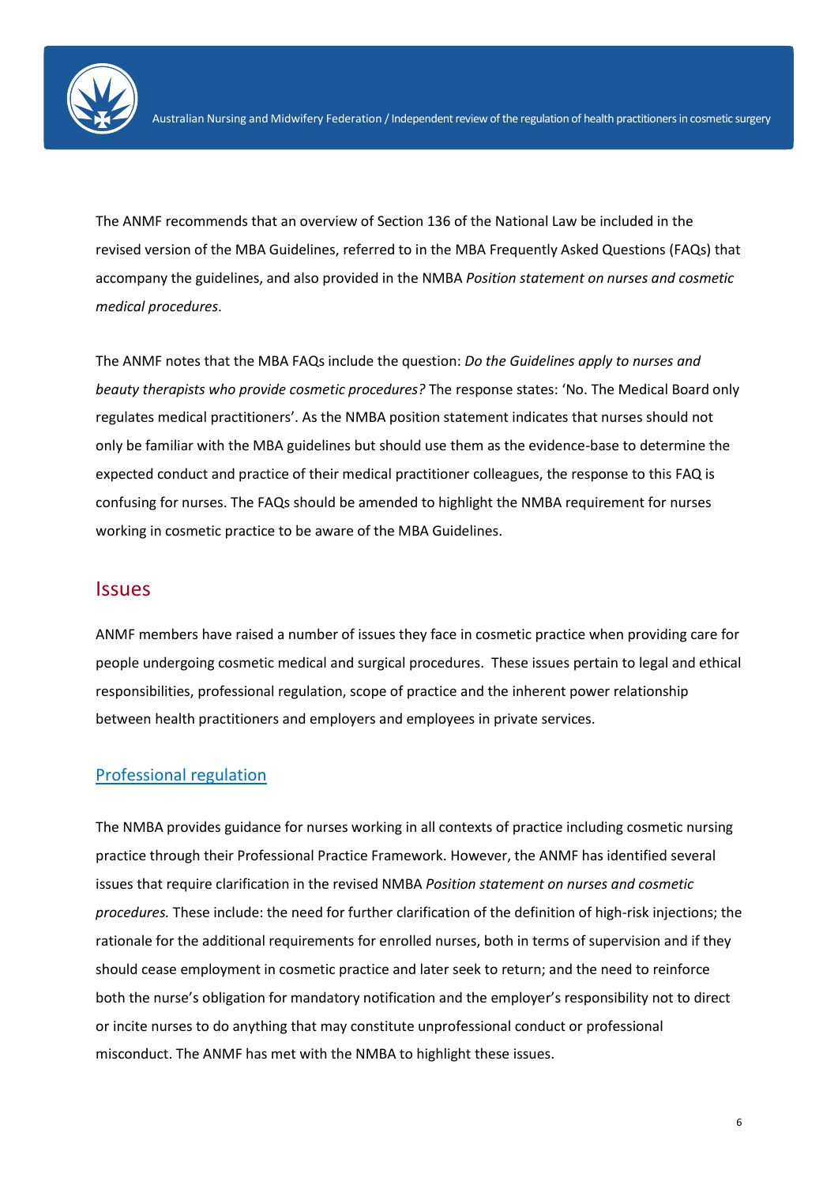The ANMF recommends that an overview of Section 136 of the National Law be included in the revised version of the MBA Guidelines, referred to in the MBA Frequently Asked Questions (FAQs) that accompany the guidelines, and also provided in the NMBA *Position statement on nurses and cosmetic medical procedures*.

The ANMF notes that the MBA FAQs include the question: *Do the Guidelines apply to nurses and beauty therapists who provide cosmetic procedures?* The response states: 'No. The Medical Board only regulates medical practitioners'. As the NMBA position statement indicates that nurses should not only be familiar with the MBA guidelines but should use them as the evidence-base to determine the expected conduct and practice of their medical practitioner colleagues, the response to this FAQ is confusing for nurses. The FAQs should be amended to highlight the NMBA requirement for nurses working in cosmetic practice to be aware of the MBA Guidelines.

## Issues

ANMF members have raised a number of issues they face in cosmetic practice when providing care for people undergoing cosmetic medical and surgical procedures. These issues pertain to legal and ethical responsibilities, professional regulation, scope of practice and the inherent power relationship between health practitioners and employers and employees in private services.

### Professional regulation

The NMBA provides guidance for nurses working in all contexts of practice including cosmetic nursing practice through their Professional Practice Framework. However, the ANMF has identified several issues that require clarification in the revised NMBA *Position statement on nurses and cosmetic procedures.* These include: the need for further clarification of the definition of high-risk injections; the rationale for the additional requirements for enrolled nurses, both in terms of supervision and if they should cease employment in cosmetic practice and later seek to return; and the need to reinforce both the nurse's obligation for mandatory notification and the employer's responsibility not to direct or incite nurses to do anything that may constitute unprofessional conduct or professional misconduct. The ANMF has met with the NMBA to highlight these issues.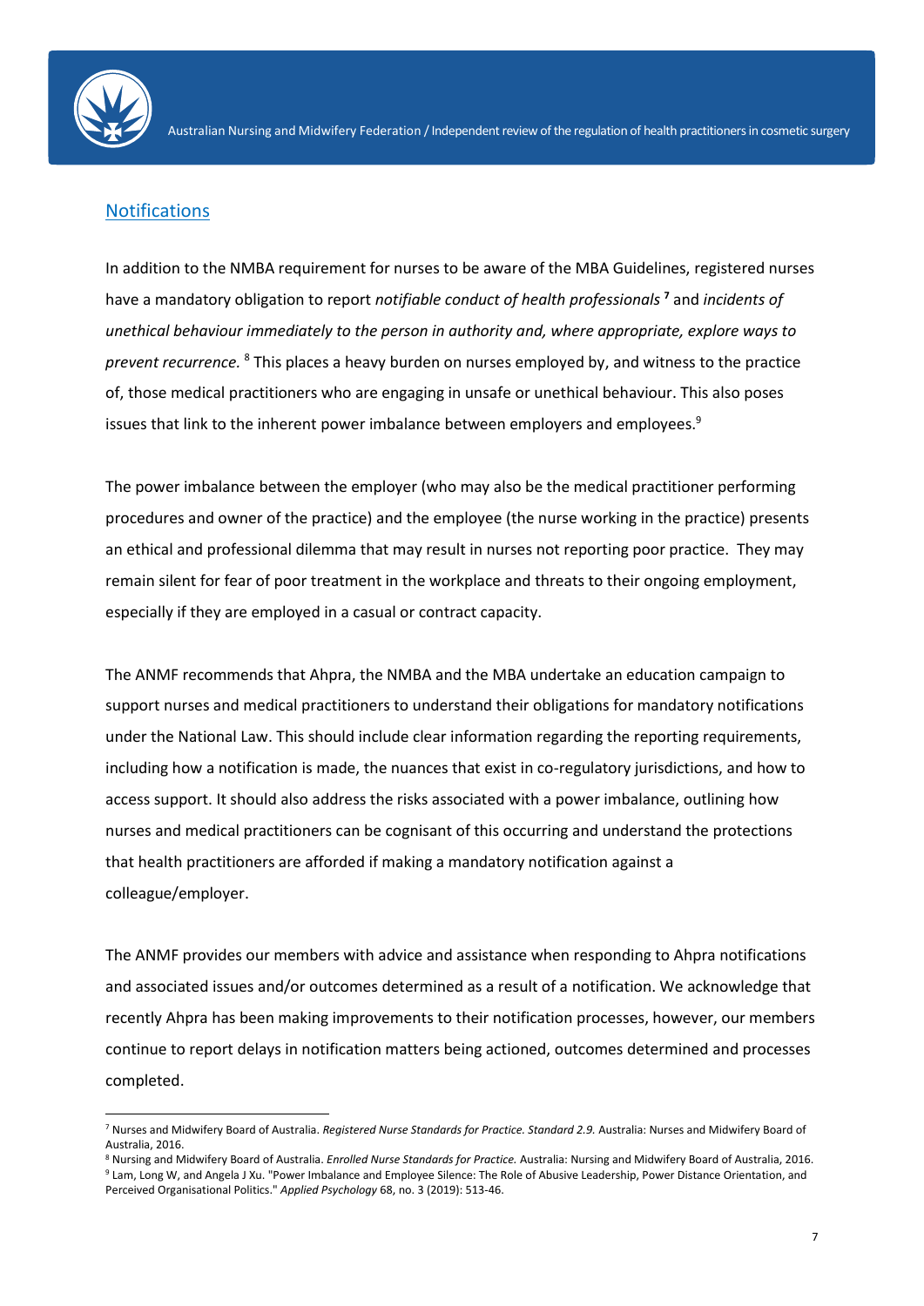## Notifications

In addition to the NMBA requirement for nurses to be aware of the MBA Guidelines, registered nurses have a mandatory obligation to report *notifiable conduct of health professionals*[7] and *incidents of unethical behaviour immediately to the person in authority and, where appropriate, explore ways to prevent recurrence.*[8] This places a heavy burden on nurses employed by, and witness to the practice of, those medical practitioners who are engaging in unsafe or unethical behaviour. This also poses issues that link to the inherent power imbalance between employers and employees.[9]

The power imbalance between the employer (who may also be the medical practitioner performing procedures and owner of the practice) and the employee (the nurse working in the practice) presents an ethical and professional dilemma that may result in nurses not reporting poor practice. They may remain silent for fear of poor treatment in the workplace and threats to their ongoing employment, especially if they are employed in a casual or contract capacity.

The ANMF recommends that Ahpra, the NMBA and the MBA undertake an education campaign to support nurses and medical practitioners to understand their obligations for mandatory notifications under the National Law. This should include clear information regarding the reporting requirements, including how a notification is made, the nuances that exist in co-regulatory jurisdictions, and how to access support. It should also address the risks associated with a power imbalance, outlining how nurses and medical practitioners can be cognisant of this occurring and understand the protections that health practitioners are afforded if making a mandatory notification against a colleague/employer.

The ANMF provides our members with advice and assistance when responding to Ahpra notifications and associated issues and/or outcomes determined as a result of a notification. We acknowledge that recently Ahpra has been making improvements to their notification processes, however, our members continue to report delays in notification matters being actioned, outcomes determined and processes completed.

---

[7] Nurses and Midwifery Board of Australia. *Registered Nurse Standards for Practice. Standard 2.9.* Australia: Nurses and Midwifery Board of Australia, 2016.

[8] Nursing and Midwifery Board of Australia. *Enrolled Nurse Standards for Practice.* Australia: Nursing and Midwifery Board of Australia, 2016.

[9] Lam, Long W, and Angela J Xu. "Power Imbalance and Employee Silence: The Role of Abusive Leadership, Power Distance Orientation, and Perceived Organisational Politics." *Applied Psychology* 68, no. 3 (2019): 513-46.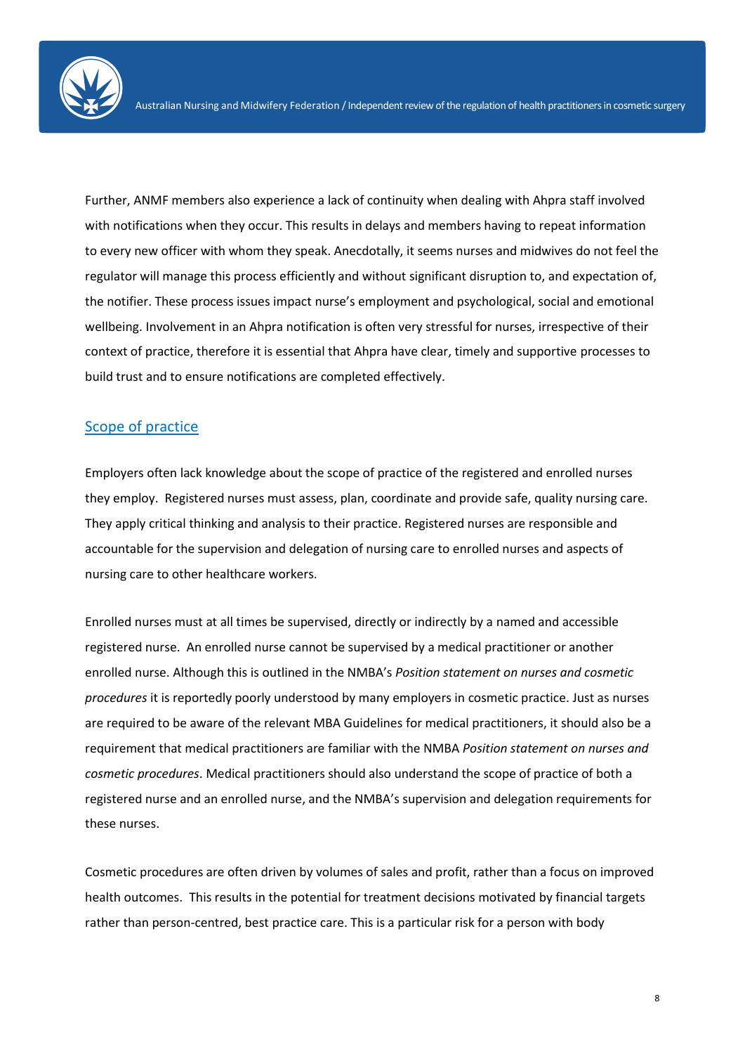Further, ANMF members also experience a lack of continuity when dealing with Ahpra staff involved with notifications when they occur. This results in delays and members having to repeat information to every new officer with whom they speak. Anecdotally, it seems nurses and midwives do not feel the regulator will manage this process efficiently and without significant disruption to, and expectation of, the notifier. These process issues impact nurse's employment and psychological, social and emotional wellbeing. Involvement in an Ahpra notification is often very stressful for nurses, irrespective of their context of practice, therefore it is essential that Ahpra have clear, timely and supportive processes to build trust and to ensure notifications are completed effectively.

## Scope of practice

Employers often lack knowledge about the scope of practice of the registered and enrolled nurses they employ. Registered nurses must assess, plan, coordinate and provide safe, quality nursing care. They apply critical thinking and analysis to their practice. Registered nurses are responsible and accountable for the supervision and delegation of nursing care to enrolled nurses and aspects of nursing care to other healthcare workers.

Enrolled nurses must at all times be supervised, directly or indirectly by a named and accessible registered nurse. An enrolled nurse cannot be supervised by a medical practitioner or another enrolled nurse. Although this is outlined in the NMBA's *Position statement on nurses and cosmetic procedures* it is reportedly poorly understood by many employers in cosmetic practice. Just as nurses are required to be aware of the relevant MBA Guidelines for medical practitioners, it should also be a requirement that medical practitioners are familiar with the NMBA *Position statement on nurses and cosmetic procedures*. Medical practitioners should also understand the scope of practice of both a registered nurse and an enrolled nurse, and the NMBA's supervision and delegation requirements for these nurses.

Cosmetic procedures are often driven by volumes of sales and profit, rather than a focus on improved health outcomes. This results in the potential for treatment decisions motivated by financial targets rather than person-centred, best practice care. This is a particular risk for a person with body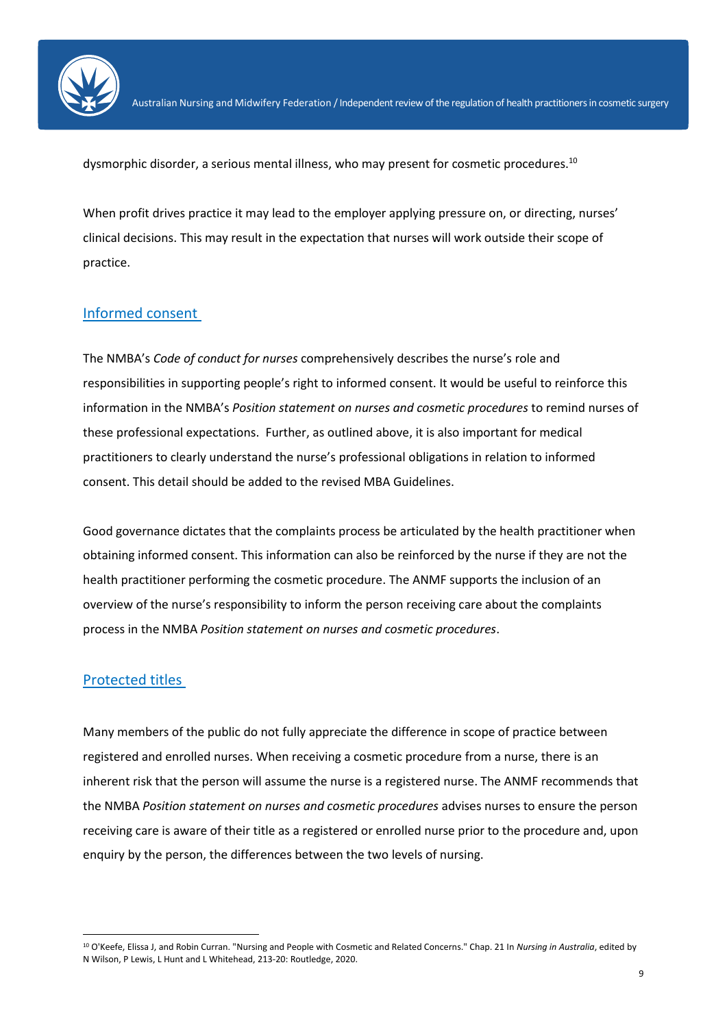dysmorphic disorder, a serious mental illness, who may present for cosmetic procedures.[10]

When profit drives practice it may lead to the employer applying pressure on, or directing, nurses' clinical decisions. This may result in the expectation that nurses will work outside their scope of practice.

## Informed consent

The NMBA's *Code of conduct for nurses* comprehensively describes the nurse's role and responsibilities in supporting people's right to informed consent. It would be useful to reinforce this information in the NMBA's *Position statement on nurses and cosmetic procedures* to remind nurses of these professional expectations. Further, as outlined above, it is also important for medical practitioners to clearly understand the nurse's professional obligations in relation to informed consent. This detail should be added to the revised MBA Guidelines.

Good governance dictates that the complaints process be articulated by the health practitioner when obtaining informed consent. This information can also be reinforced by the nurse if they are not the health practitioner performing the cosmetic procedure. The ANMF supports the inclusion of an overview of the nurse's responsibility to inform the person receiving care about the complaints process in the NMBA *Position statement on nurses and cosmetic procedures*.

## Protected titles

Many members of the public do not fully appreciate the difference in scope of practice between registered and enrolled nurses. When receiving a cosmetic procedure from a nurse, there is an inherent risk that the person will assume the nurse is a registered nurse. The ANMF recommends that the NMBA *Position statement on nurses and cosmetic procedures* advises nurses to ensure the person receiving care is aware of their title as a registered or enrolled nurse prior to the procedure and, upon enquiry by the person, the differences between the two levels of nursing.

---

[10] O'Keefe, Elissa J, and Robin Curran. "Nursing and People with Cosmetic and Related Concerns." Chap. 21 In *Nursing in Australia*, edited by N Wilson, P Lewis, L Hunt and L Whitehead, 213-20: Routledge, 2020.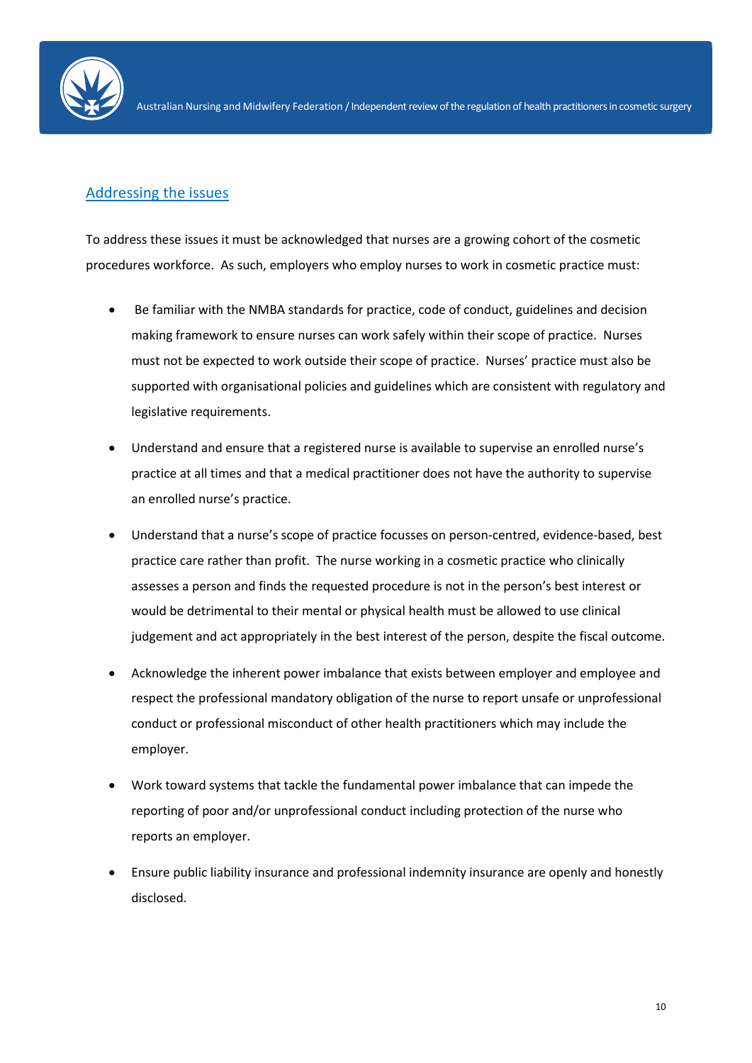## Addressing the issues

To address these issues it must be acknowledged that nurses are a growing cohort of the cosmetic procedures workforce. As such, employers who employ nurses to work in cosmetic practice must:

- Be familiar with the NMBA standards for practice, code of conduct, guidelines and decision making framework to ensure nurses can work safely within their scope of practice. Nurses must not be expected to work outside their scope of practice. Nurses' practice must also be supported with organisational policies and guidelines which are consistent with regulatory and legislative requirements.
- Understand and ensure that a registered nurse is available to supervise an enrolled nurse's practice at all times and that a medical practitioner does not have the authority to supervise an enrolled nurse's practice.
- Understand that a nurse's scope of practice focusses on person-centred, evidence-based, best practice care rather than profit. The nurse working in a cosmetic practice who clinically assesses a person and finds the requested procedure is not in the person's best interest or would be detrimental to their mental or physical health must be allowed to use clinical judgement and act appropriately in the best interest of the person, despite the fiscal outcome.
- Acknowledge the inherent power imbalance that exists between employer and employee and respect the professional mandatory obligation of the nurse to report unsafe or unprofessional conduct or professional misconduct of other health practitioners which may include the employer.
- Work toward systems that tackle the fundamental power imbalance that can impede the reporting of poor and/or unprofessional conduct including protection of the nurse who reports an employer.
- Ensure public liability insurance and professional indemnity insurance are openly and honestly disclosed.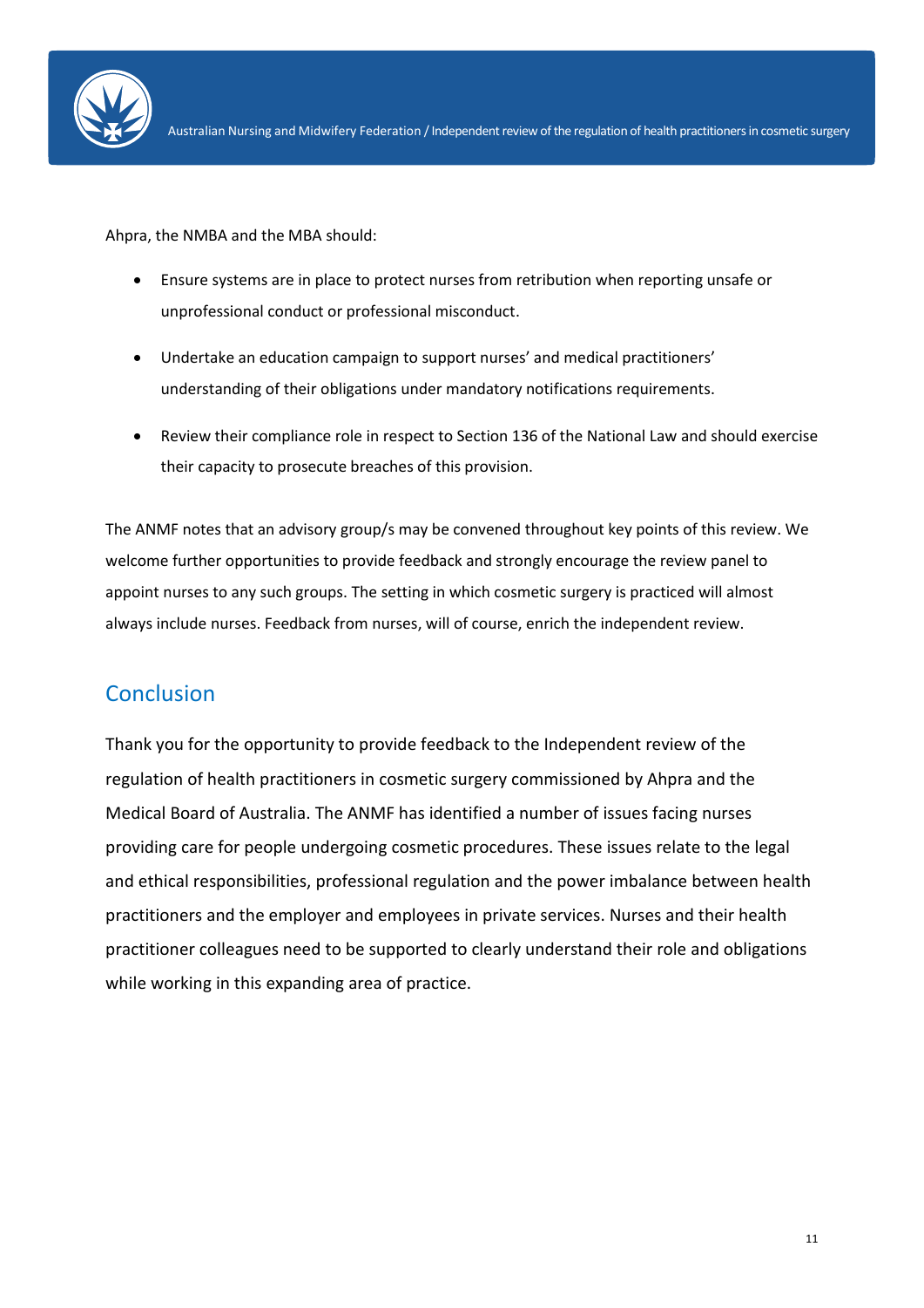Ahpra, the NMBA and the MBA should:

- Ensure systems are in place to protect nurses from retribution when reporting unsafe or unprofessional conduct or professional misconduct.
- Undertake an education campaign to support nurses' and medical practitioners' understanding of their obligations under mandatory notifications requirements.
- Review their compliance role in respect to Section 136 of the National Law and should exercise their capacity to prosecute breaches of this provision.

The ANMF notes that an advisory group/s may be convened throughout key points of this review. We welcome further opportunities to provide feedback and strongly encourage the review panel to appoint nurses to any such groups. The setting in which cosmetic surgery is practiced will almost always include nurses. Feedback from nurses, will of course, enrich the independent review.

## Conclusion

Thank you for the opportunity to provide feedback to the Independent review of the regulation of health practitioners in cosmetic surgery commissioned by Ahpra and the Medical Board of Australia. The ANMF has identified a number of issues facing nurses providing care for people undergoing cosmetic procedures. These issues relate to the legal and ethical responsibilities, professional regulation and the power imbalance between health practitioners and the employer and employees in private services. Nurses and their health practitioner colleagues need to be supported to clearly understand their role and obligations while working in this expanding area of practice.